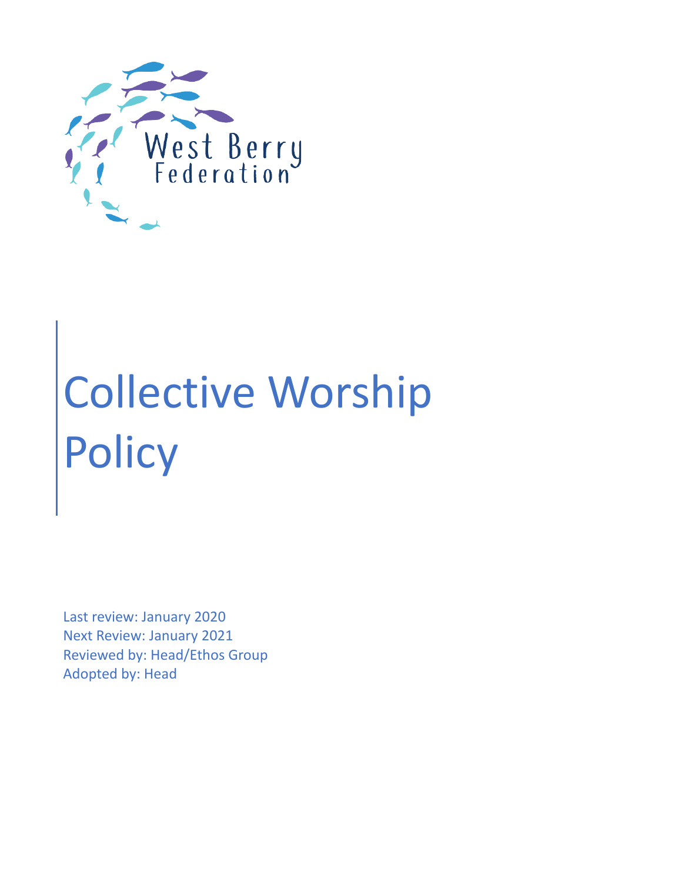West Berry Federation

# Collective Worship Policy

Last review: January 2020
Next Review: January 2021
Reviewed by: Head/Ethos Group
Adopted by: Head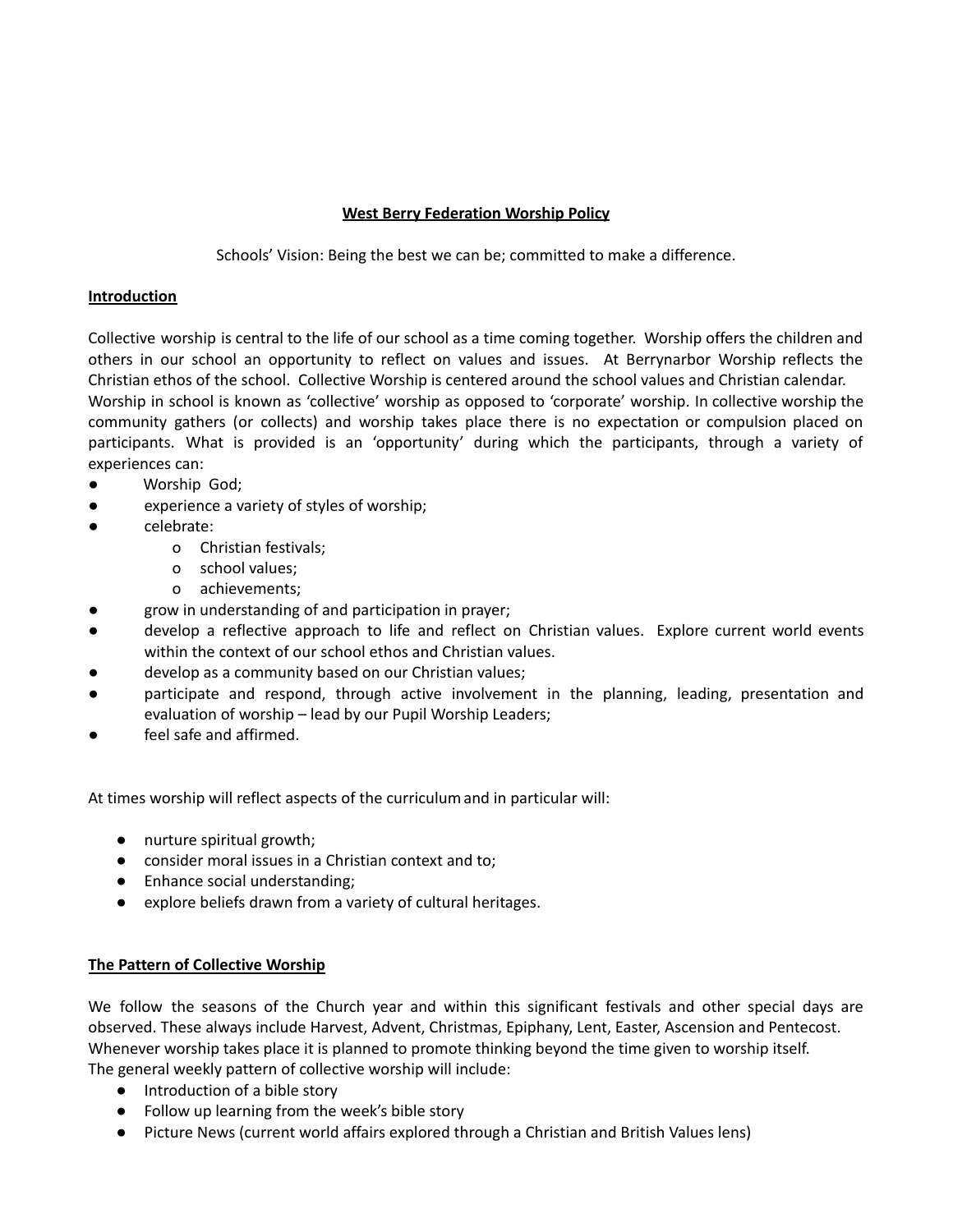**West Berry Federation Worship Policy**

Schools' Vision: Being the best we can be; committed to make a difference.

**Introduction**

Collective worship is central to the life of our school as a time coming together. Worship offers the children and others in our school an opportunity to reflect on values and issues. At Berrynarbor Worship reflects the Christian ethos of the school. Collective Worship is centered around the school values and Christian calendar.
Worship in school is known as 'collective' worship as opposed to 'corporate' worship. In collective worship the community gathers (or collects) and worship takes place there is no expectation or compulsion placed on participants. What is provided is an 'opportunity' during which the participants, through a variety of experiences can:

- Worship God;
- experience a variety of styles of worship;
- celebrate:
  - Christian festivals;
  - school values;
  - achievements;
- grow in understanding of and participation in prayer;
- develop a reflective approach to life and reflect on Christian values. Explore current world events within the context of our school ethos and Christian values.
- develop as a community based on our Christian values;
- participate and respond, through active involvement in the planning, leading, presentation and evaluation of worship – lead by our Pupil Worship Leaders;
- feel safe and affirmed.

At times worship will reflect aspects of the curriculum and in particular will:

- nurture spiritual growth;
- consider moral issues in a Christian context and to;
- Enhance social understanding;
- explore beliefs drawn from a variety of cultural heritages.

**The Pattern of Collective Worship**

We follow the seasons of the Church year and within this significant festivals and other special days are observed. These always include Harvest, Advent, Christmas, Epiphany, Lent, Easter, Ascension and Pentecost.
Whenever worship takes place it is planned to promote thinking beyond the time given to worship itself.
The general weekly pattern of collective worship will include:

- Introduction of a bible story
- Follow up learning from the week's bible story
- Picture News (current world affairs explored through a Christian and British Values lens)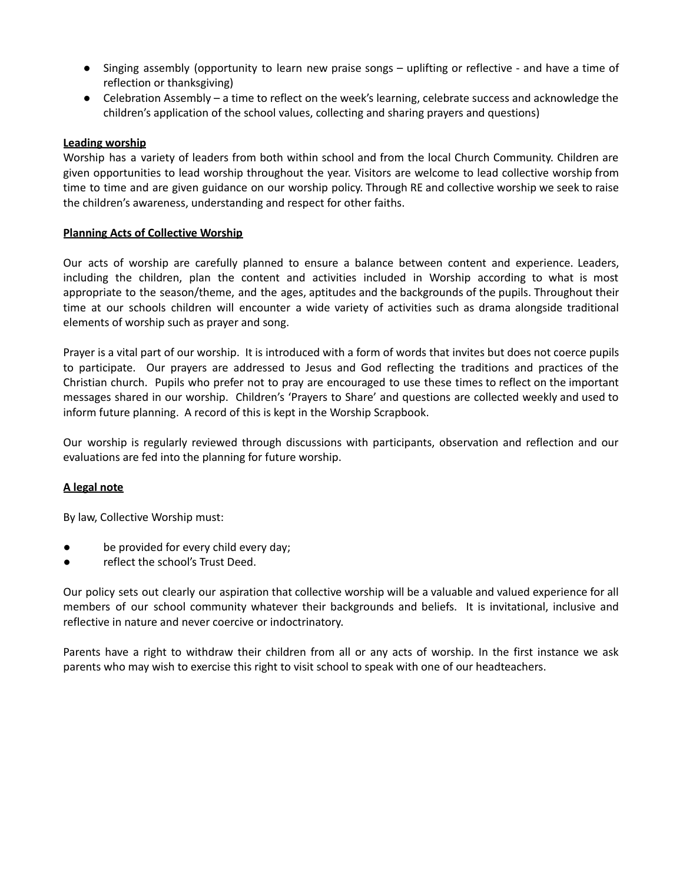- Singing assembly (opportunity to learn new praise songs – uplifting or reflective - and have a time of reflection or thanksgiving)
- Celebration Assembly – a time to reflect on the week's learning, celebrate success and acknowledge the children's application of the school values, collecting and sharing prayers and questions)

**Leading worship**

Worship has a variety of leaders from both within school and from the local Church Community. Children are given opportunities to lead worship throughout the year. Visitors are welcome to lead collective worship from time to time and are given guidance on our worship policy. Through RE and collective worship we seek to raise the children's awareness, understanding and respect for other faiths.

**Planning Acts of Collective Worship**

Our acts of worship are carefully planned to ensure a balance between content and experience. Leaders, including the children, plan the content and activities included in Worship according to what is most appropriate to the season/theme, and the ages, aptitudes and the backgrounds of the pupils. Throughout their time at our schools children will encounter a wide variety of activities such as drama alongside traditional elements of worship such as prayer and song.

Prayer is a vital part of our worship. It is introduced with a form of words that invites but does not coerce pupils to participate. Our prayers are addressed to Jesus and God reflecting the traditions and practices of the Christian church. Pupils who prefer not to pray are encouraged to use these times to reflect on the important messages shared in our worship. Children's 'Prayers to Share' and questions are collected weekly and used to inform future planning. A record of this is kept in the Worship Scrapbook.

Our worship is regularly reviewed through discussions with participants, observation and reflection and our evaluations are fed into the planning for future worship.

**A legal note**

By law, Collective Worship must:

- be provided for every child every day;
- reflect the school's Trust Deed.

Our policy sets out clearly our aspiration that collective worship will be a valuable and valued experience for all members of our school community whatever their backgrounds and beliefs. It is invitational, inclusive and reflective in nature and never coercive or indoctrinatory.

Parents have a right to withdraw their children from all or any acts of worship. In the first instance we ask parents who may wish to exercise this right to visit school to speak with one of our headteachers.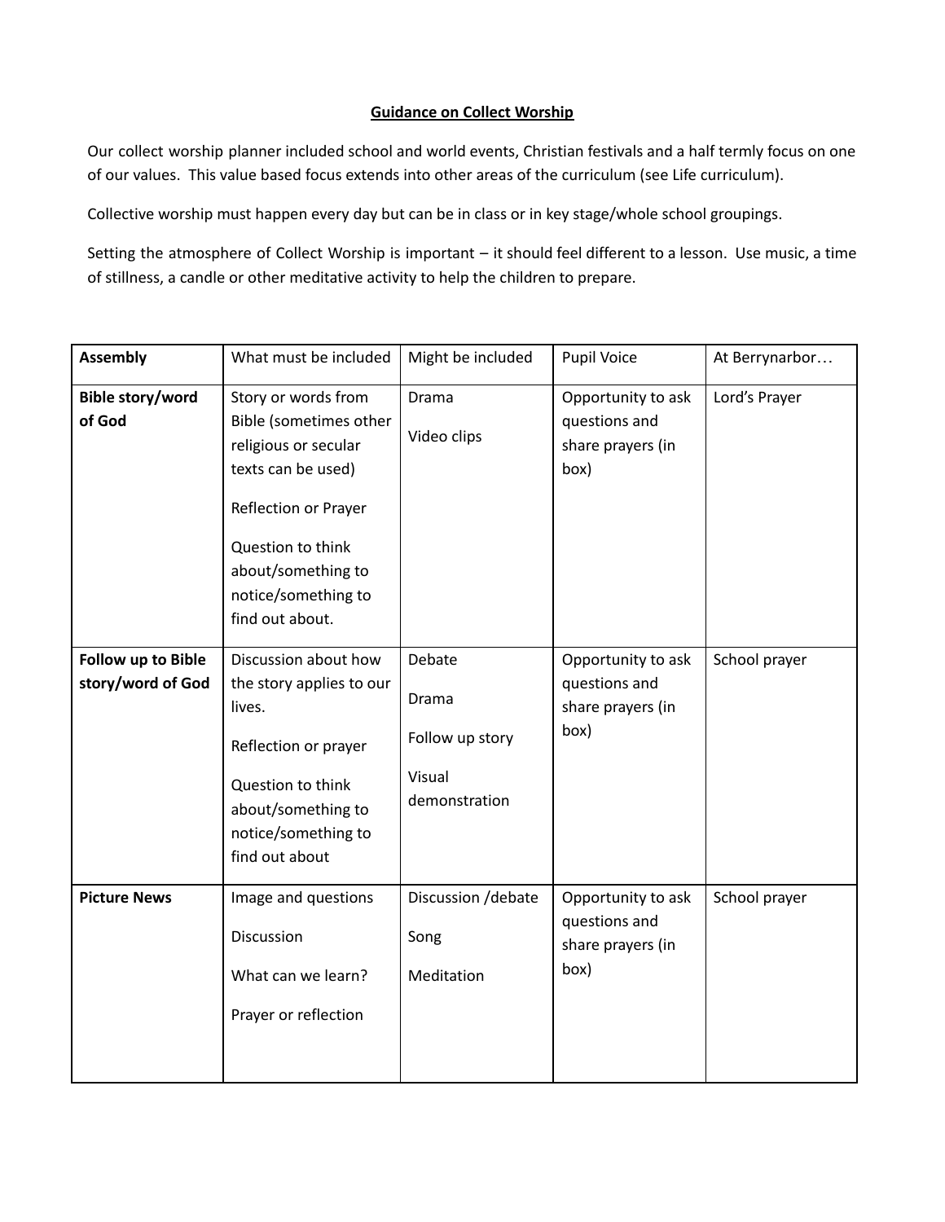**Guidance on Collect Worship**

Our collect worship planner included school and world events, Christian festivals and a half termly focus on one of our values. This value based focus extends into other areas of the curriculum (see Life curriculum).

Collective worship must happen every day but can be in class or in key stage/whole school groupings.

Setting the atmosphere of Collect Worship is important – it should feel different to a lesson. Use music, a time of stillness, a candle or other meditative activity to help the children to prepare.

| **Assembly** | What must be included | Might be included | Pupil Voice | At Berrynarbor… |
|---|---|---|---|---|
| **Bible story/word of God** | Story or words from Bible (sometimes other religious or secular texts can be used)<br><br>Reflection or Prayer<br><br>Question to think about/something to notice/something to find out about. | Drama<br><br>Video clips | Opportunity to ask questions and share prayers (in box) | Lord's Prayer |
| **Follow up to Bible story/word of God** | Discussion about how the story applies to our lives.<br><br>Reflection or prayer<br><br>Question to think about/something to notice/something to find out about | Debate<br><br>Drama<br><br>Follow up story<br><br>Visual demonstration | Opportunity to ask questions and share prayers (in box) | School prayer |
| **Picture News** | Image and questions<br><br>Discussion<br><br>What can we learn?<br><br>Prayer or reflection | Discussion /debate<br><br>Song<br><br>Meditation | Opportunity to ask questions and share prayers (in box) | School prayer |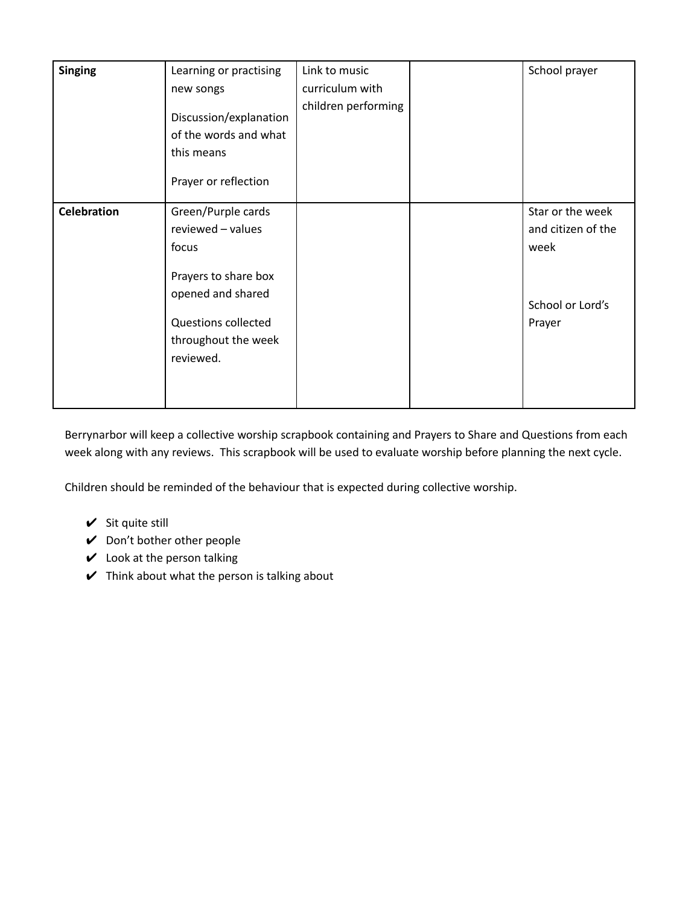| | | | | |
|---|---|---|---|---|
| **Singing** | Learning or practising new songs<br><br>Discussion/explanation of the words and what this means<br><br>Prayer or reflection | Link to music curriculum with children performing | | School prayer |
| **Celebration** | Green/Purple cards reviewed – values focus<br><br>Prayers to share box opened and shared<br><br>Questions collected throughout the week reviewed. | | | Star or the week and citizen of the week<br><br>School or Lord's Prayer |

Berrynarbor will keep a collective worship scrapbook containing and Prayers to Share and Questions from each week along with any reviews. This scrapbook will be used to evaluate worship before planning the next cycle.

Children should be reminded of the behaviour that is expected during collective worship.

- ✔ Sit quite still
- ✔ Don't bother other people
- ✔ Look at the person talking
- ✔ Think about what the person is talking about